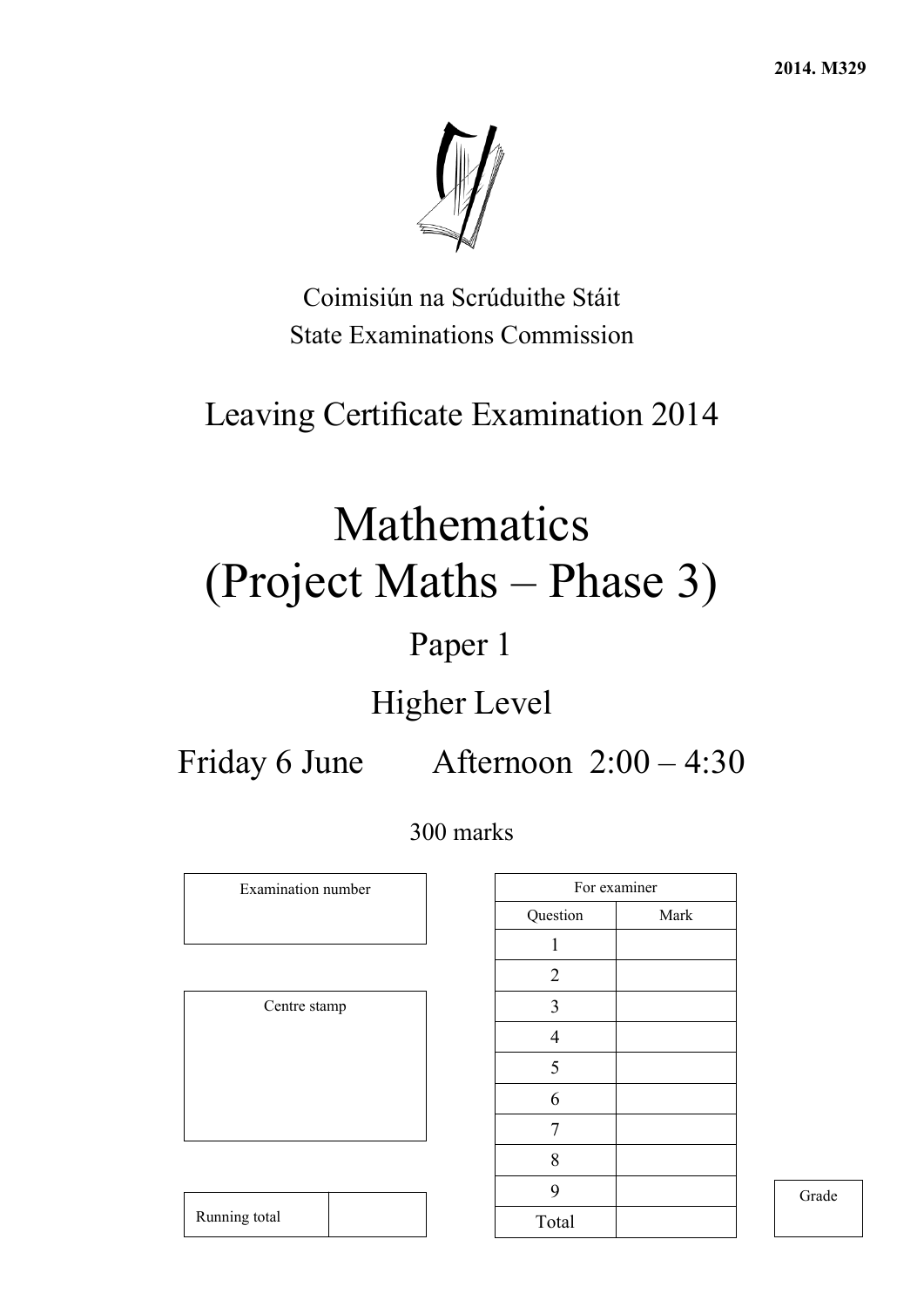2014. M329

Coimisiún na Scrúduithe Stáit
State Examinations Commission

# Leaving Certificate Examination 2014

# Mathematics (Project Maths – Phase 3)

## Paper 1

## Higher Level

Friday 6 June Afternoon 2:00 – 4:30

300 marks

| Examination number |
|---|
| |

| Centre stamp |
|---|
| |

| Running total | |
|---|---|

| For examiner | |
|---|---|
| Question | Mark |
| 1 | |
| 2 | |
| 3 | |
| 4 | |
| 5 | |
| 6 | |
| 7 | |
| 8 | |
| 9 | |
| Total | |

| Grade |
|---|
| |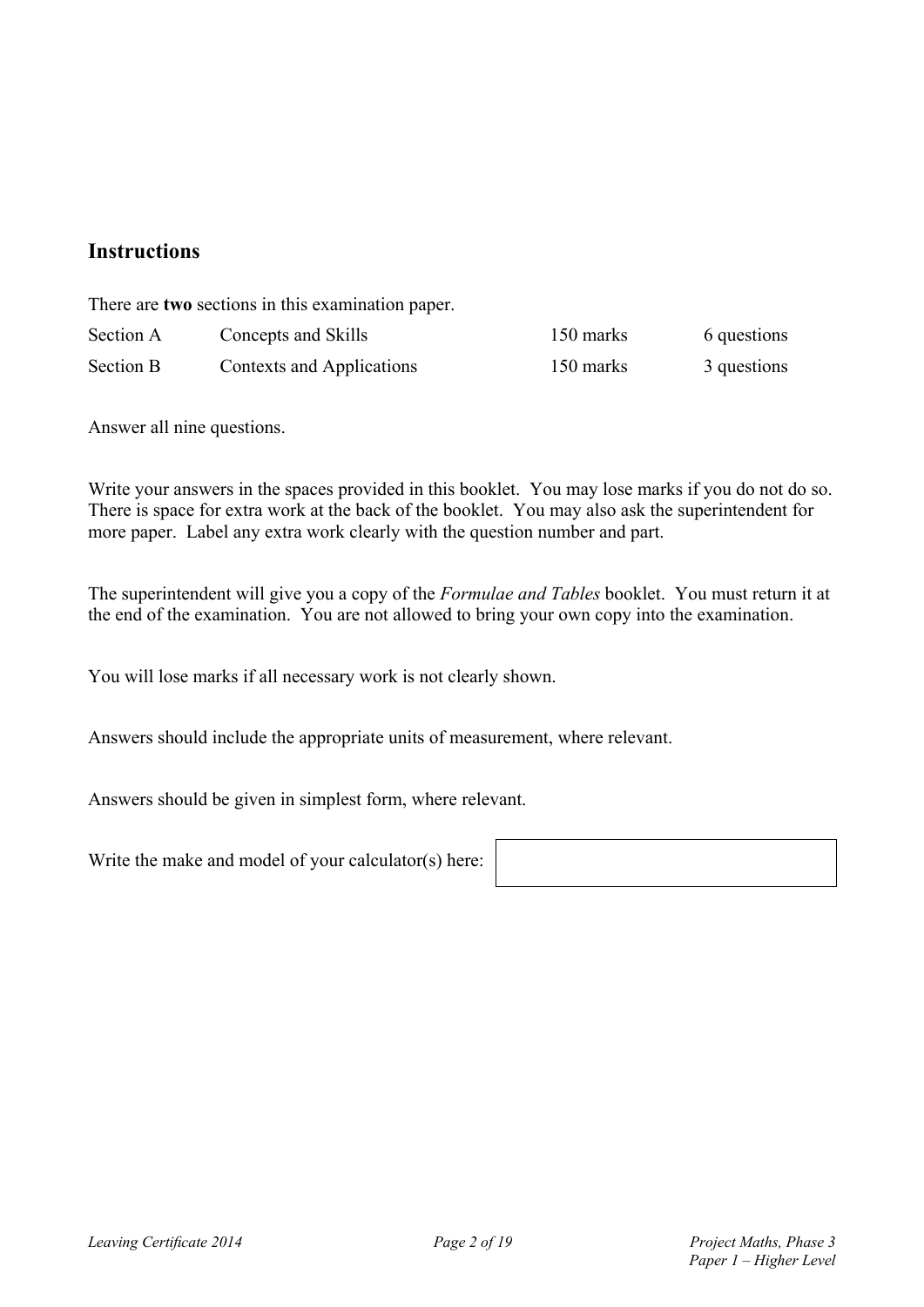## Instructions

There are **two** sections in this examination paper.

| Section A | Concepts and Skills | 150 marks | 6 questions |
|---|---|---|---|
| Section B | Contexts and Applications | 150 marks | 3 questions |

Answer all nine questions.

Write your answers in the spaces provided in this booklet. You may lose marks if you do not do so. There is space for extra work at the back of the booklet. You may also ask the superintendent for more paper. Label any extra work clearly with the question number and part.

The superintendent will give you a copy of the *Formulae and Tables* booklet. You must return it at the end of the examination. You are not allowed to bring your own copy into the examination.

You will lose marks if all necessary work is not clearly shown.

Answers should include the appropriate units of measurement, where relevant.

Answers should be given in simplest form, where relevant.

Write the make and model of your calculator(s) here: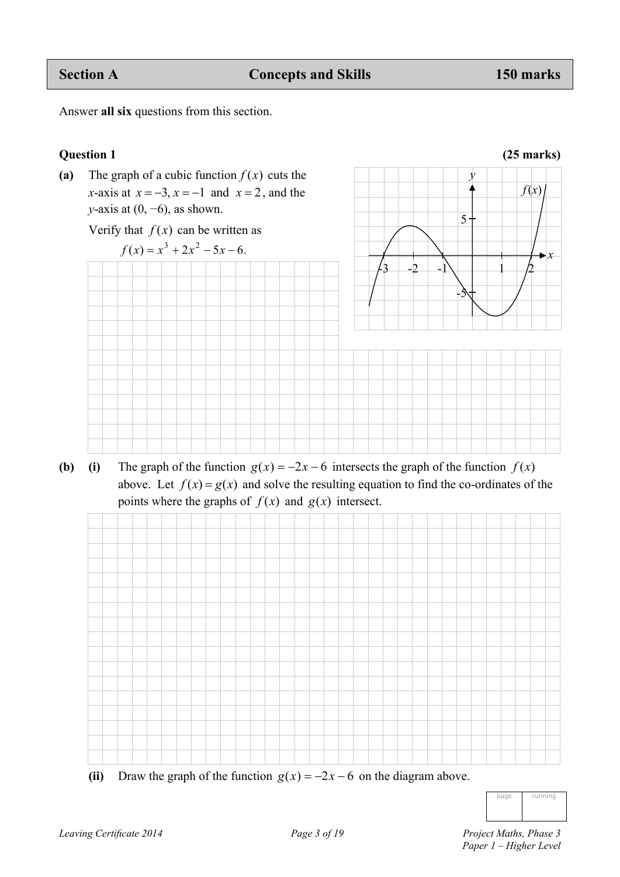| Section A | Concepts and Skills | 150 marks |
|---|---|---|

Answer **all six** questions from this section.

**Question 1** **(25 marks)**

**(a)** The graph of a cubic function $f(x)$ cuts the $x$-axis at $x = -3, x = -1$ and $x = 2$, and the $y$-axis at $(0, -6)$, as shown.

Verify that $f(x)$ can be written as

$$f(x) = x^3 + 2x^2 - 5x - 6.$$

**(b)** **(i)** The graph of the function $g(x) = -2x - 6$ intersects the graph of the function $f(x)$ above. Let $f(x) = g(x)$ and solve the resulting equation to find the co-ordinates of the points where the graphs of $f(x)$ and $g(x)$ intersect.

**(ii)** Draw the graph of the function $g(x) = -2x - 6$ on the diagram above.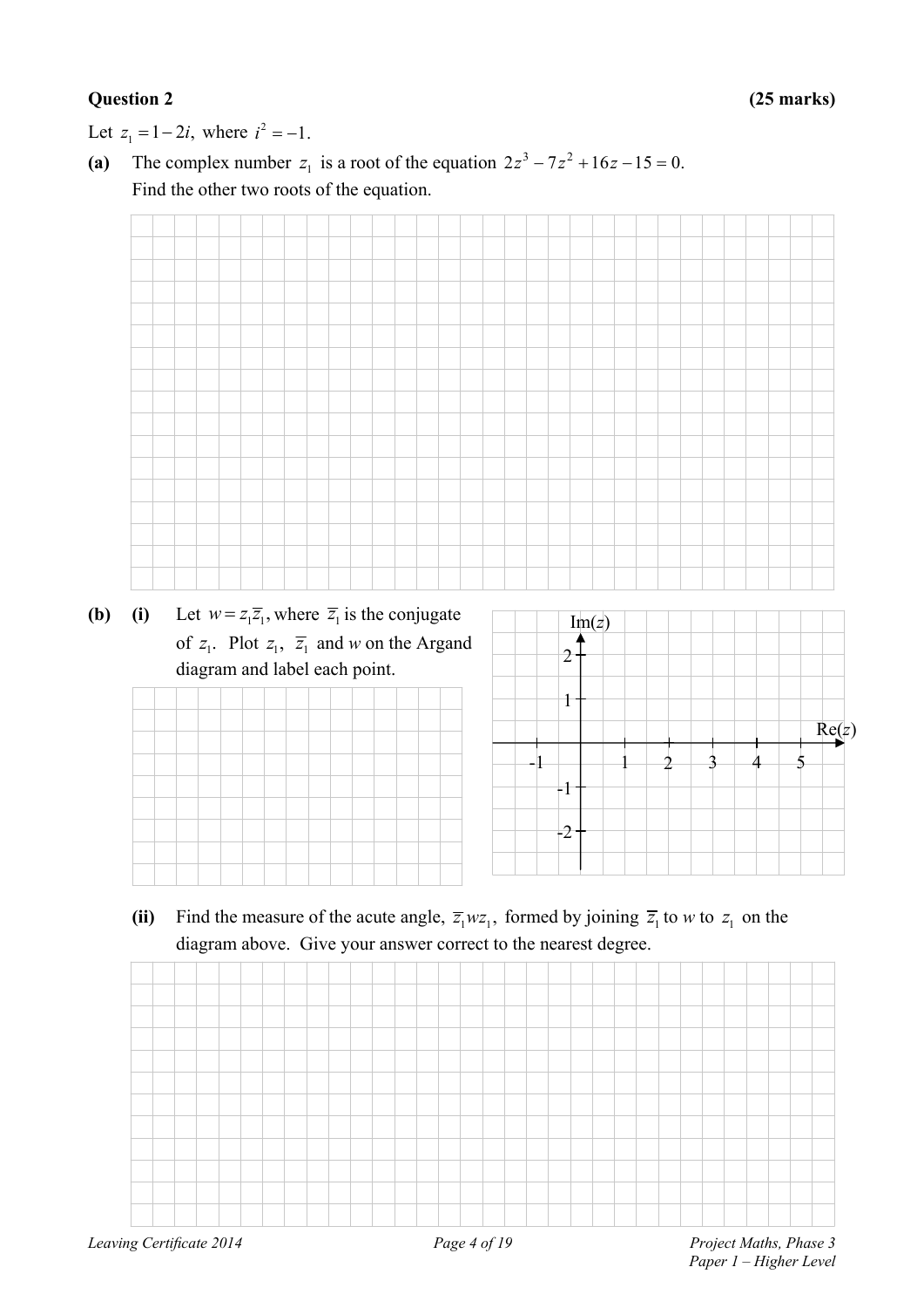**Question 2 (25 marks)**

Let $z_1 = 1 - 2i$, where $i^2 = -1$.

**(a)** The complex number $z_1$ is a root of the equation $2z^3 - 7z^2 + 16z - 15 = 0$. Find the other two roots of the equation.

**(b)** **(i)** Let $w = z_1\overline{z_1}$, where $\overline{z_1}$ is the conjugate of $z_1$. Plot $z_1$, $\overline{z_1}$ and $w$ on the Argand diagram and label each point.

**(ii)** Find the measure of the acute angle, $\overline{z_1}wz_1$, formed by joining $\overline{z_1}$ to $w$ to $z_1$ on the diagram above. Give your answer correct to the nearest degree.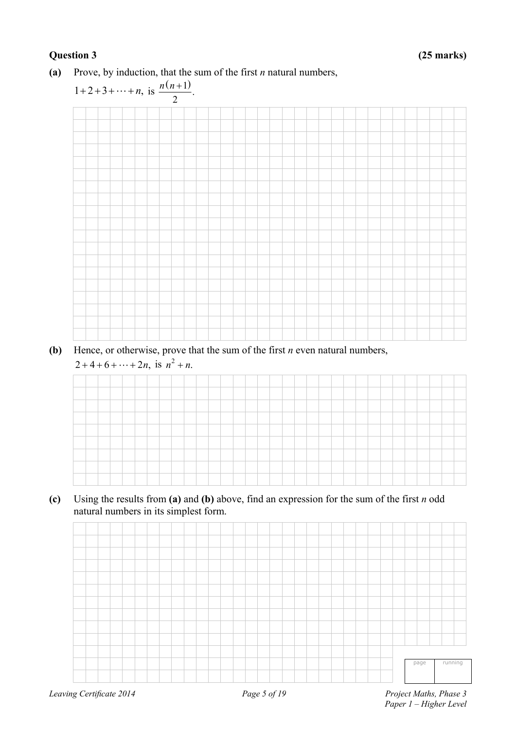**Question 3 (25 marks)**

**(a)** Prove, by induction, that the sum of the first $n$ natural numbers, $1+2+3+\cdots+n$, is $\dfrac{n(n+1)}{2}$.

**(b)** Hence, or otherwise, prove that the sum of the first $n$ even natural numbers, $2+4+6+\cdots+2n$, is $n^2+n$.

**(c)** Using the results from **(a)** and **(b)** above, find an expression for the sum of the first $n$ odd natural numbers in its simplest form.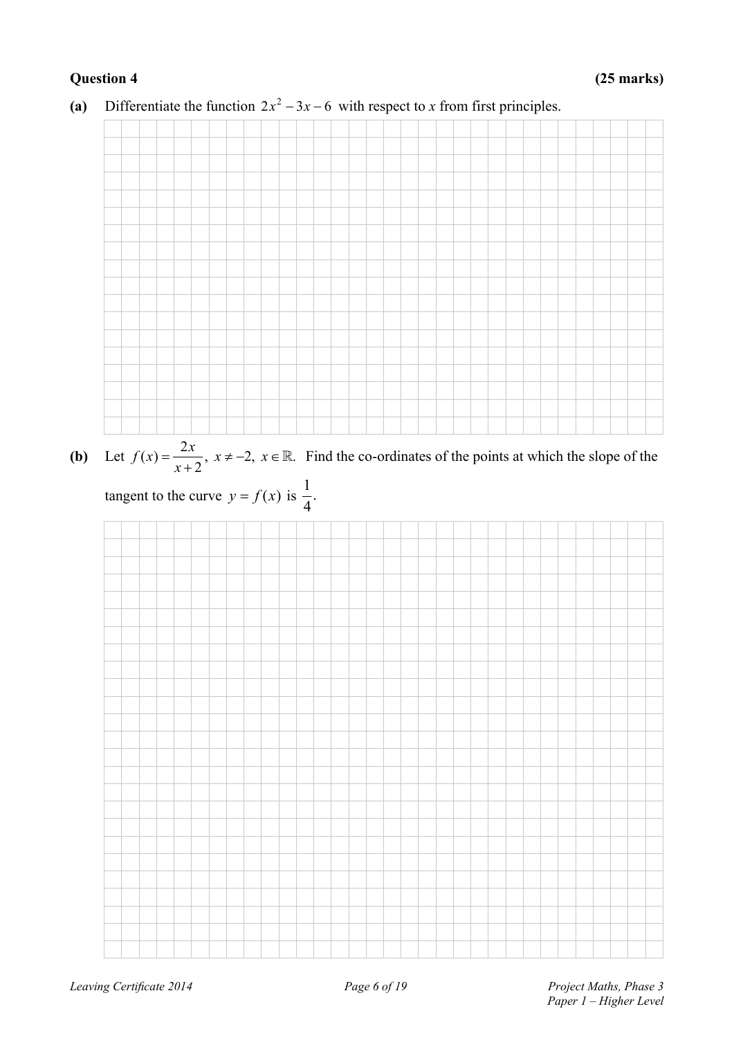**Question 4** **(25 marks)**

**(a)** Differentiate the function $2x^2 - 3x - 6$ with respect to $x$ from first principles.

**(b)** Let $f(x) = \dfrac{2x}{x+2}$, $x \neq -2$, $x \in \mathbb{R}$. Find the co-ordinates of the points at which the slope of the tangent to the curve $y = f(x)$ is $\dfrac{1}{4}$.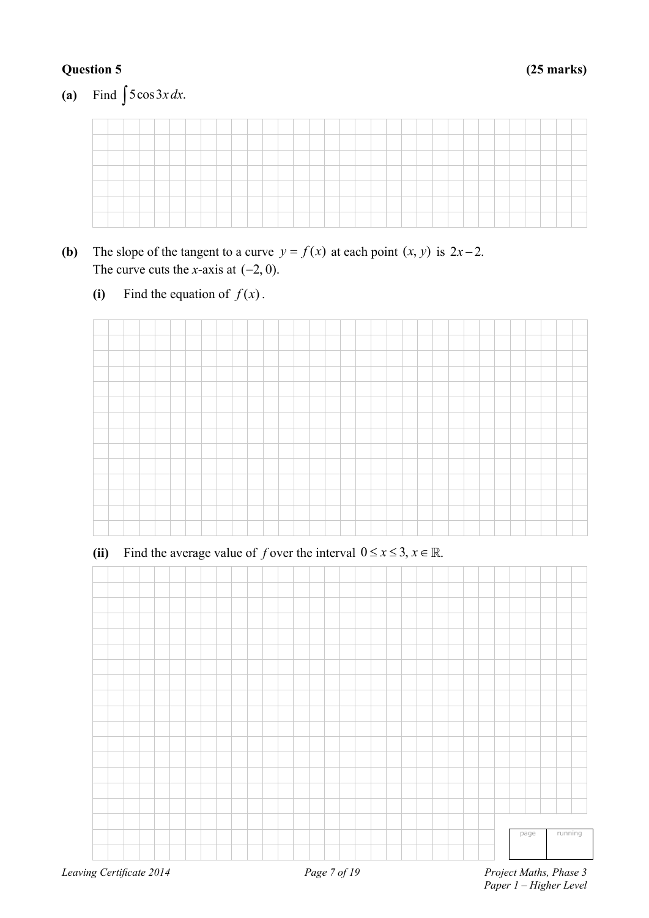**Question 5** **(25 marks)**

**(a)** Find $\int 5\cos 3x\, dx$.

**(b)** The slope of the tangent to a curve $y = f(x)$ at each point $(x, y)$ is $2x - 2$.
The curve cuts the $x$-axis at $(-2, 0)$.

**(i)** Find the equation of $f(x)$.

**(ii)** Find the average value of $f$ over the interval $0 \leq x \leq 3$, $x \in \mathbb{R}$.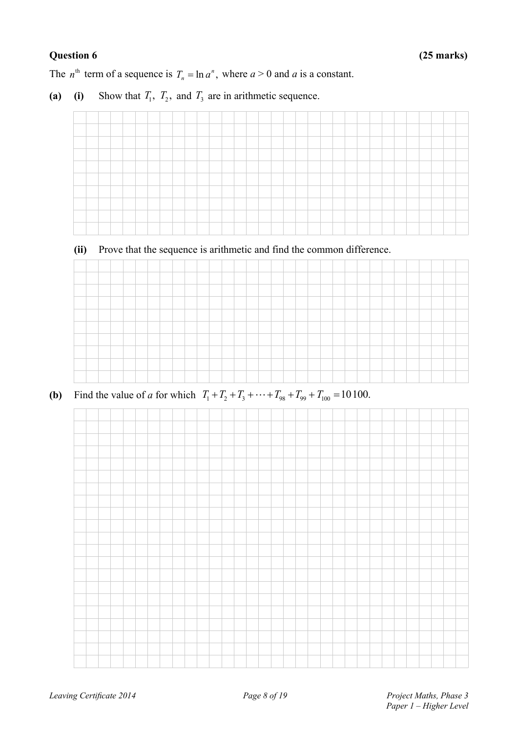**Question 6** **(25 marks)**

The $n^{\text{th}}$ term of a sequence is $T_n = \ln a^n$, where $a > 0$ and $a$ is a constant.

**(a)** **(i)** Show that $T_1$, $T_2$, and $T_3$ are in arithmetic sequence.

**(ii)** Prove that the sequence is arithmetic and find the common difference.

**(b)** Find the value of $a$ for which $T_1 + T_2 + T_3 + \cdots + T_{98} + T_{99} + T_{100} = 10\,100$.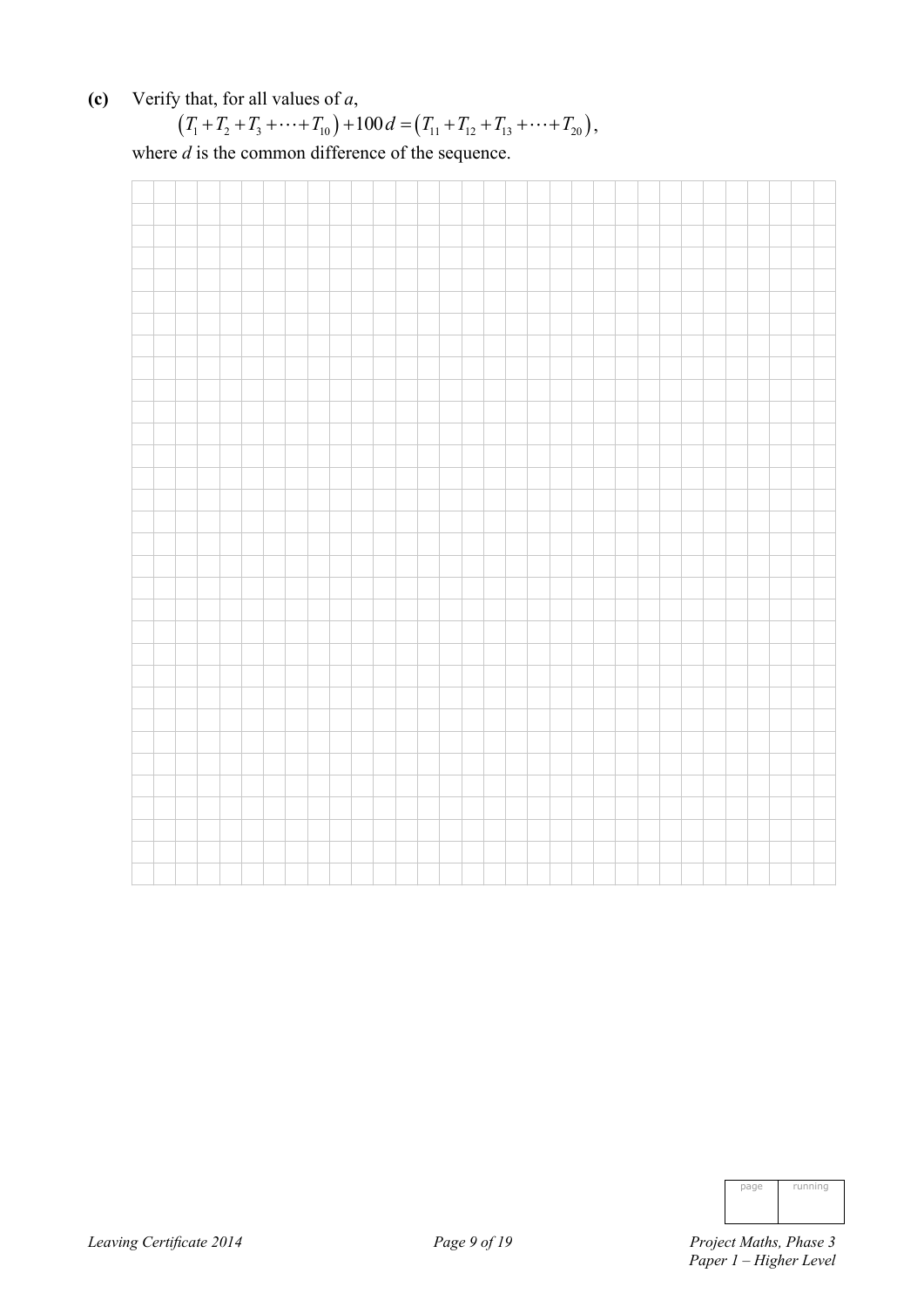**(c)** Verify that, for all values of $a$,

$$\left(T_1 + T_2 + T_3 + \cdots + T_{10}\right) + 100d = \left(T_{11} + T_{12} + T_{13} + \cdots + T_{20}\right),$$

where $d$ is the common difference of the sequence.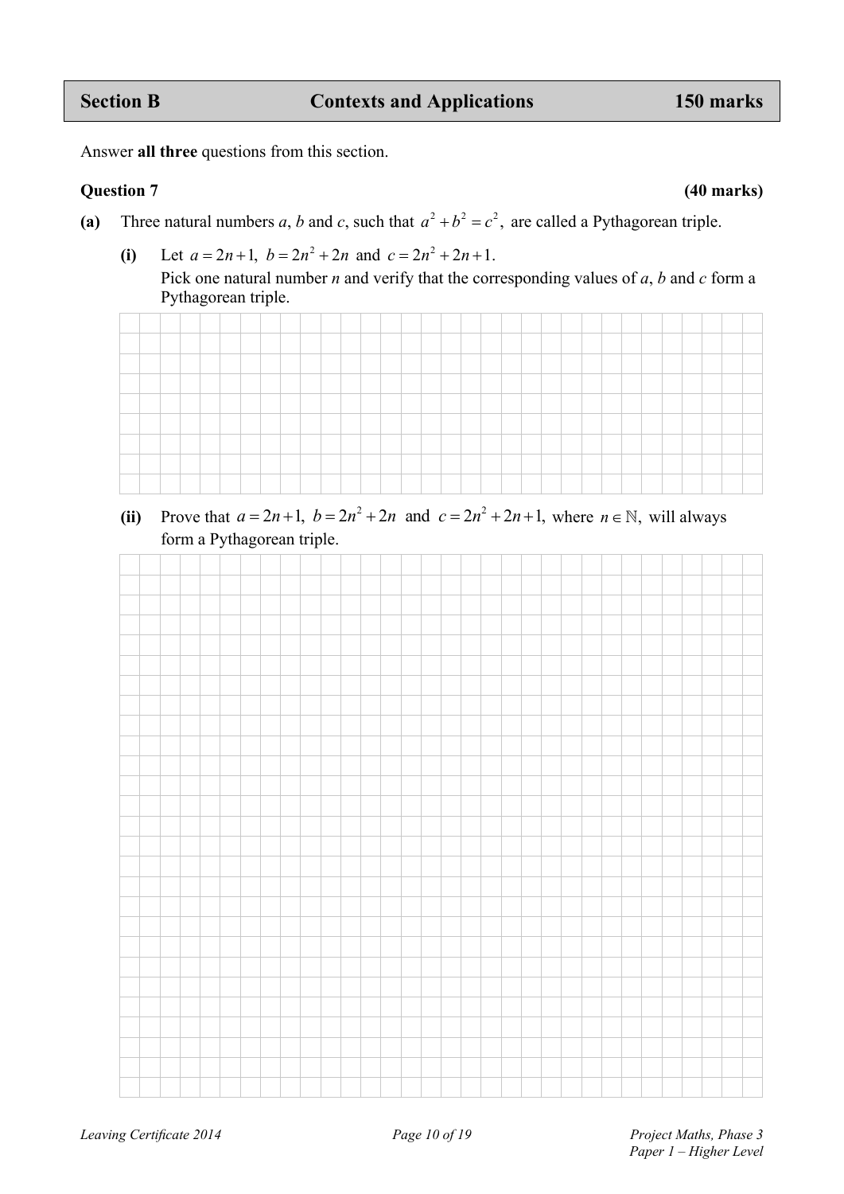## Section B — Contexts and Applications — 150 marks

Answer **all three** questions from this section.

### Question 7 (40 marks)

**(a)** Three natural numbers $a$, $b$ and $c$, such that $a^2 + b^2 = c^2$, are called a Pythagorean triple.

**(i)** Let $a = 2n + 1$, $b = 2n^2 + 2n$ and $c = 2n^2 + 2n + 1$.
Pick one natural number $n$ and verify that the corresponding values of $a$, $b$ and $c$ form a Pythagorean triple.

**(ii)** Prove that $a = 2n + 1$, $b = 2n^2 + 2n$ and $c = 2n^2 + 2n + 1$, where $n \in \mathbb{N}$, will always form a Pythagorean triple.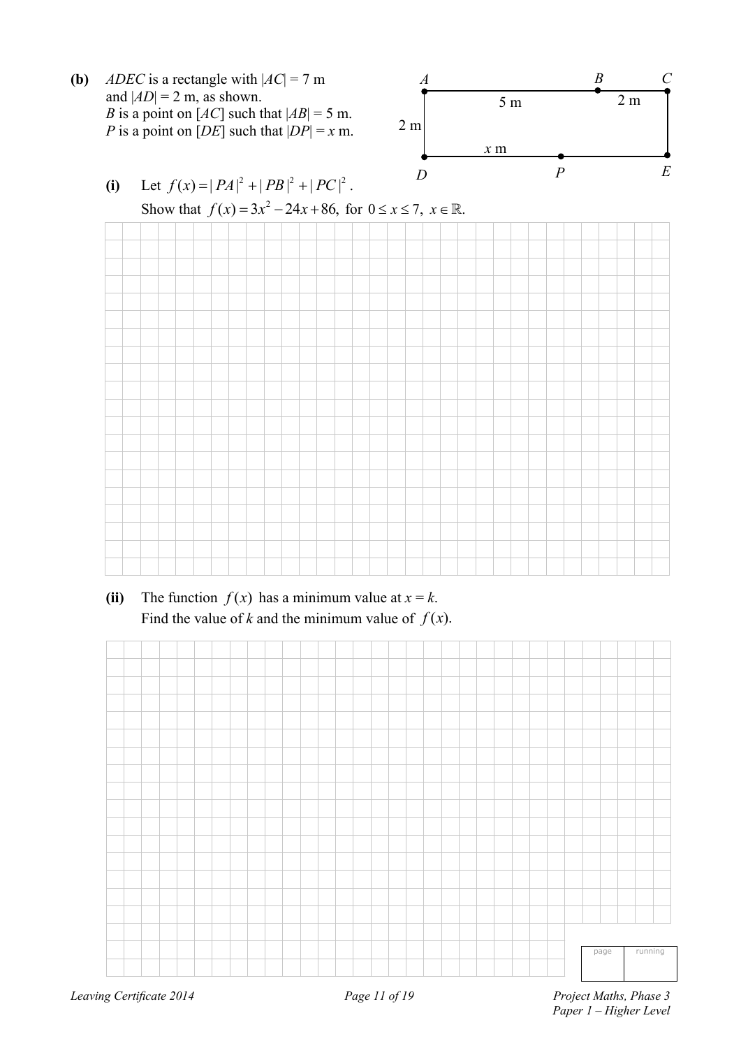**(b)** *ADEC* is a rectangle with $|AC| = 7$ m and $|AD| = 2$ m, as shown.
*B* is a point on $[AC]$ such that $|AB| = 5$ m.
*P* is a point on $[DE]$ such that $|DP| = x$ m.

**(i)** Let $f(x) = |PA|^2 + |PB|^2 + |PC|^2$.
Show that $f(x) = 3x^2 - 24x + 86$, for $0 \le x \le 7$, $x \in \mathbb{R}$.

**(ii)** The function $f(x)$ has a minimum value at $x = k$.
Find the value of $k$ and the minimum value of $f(x)$.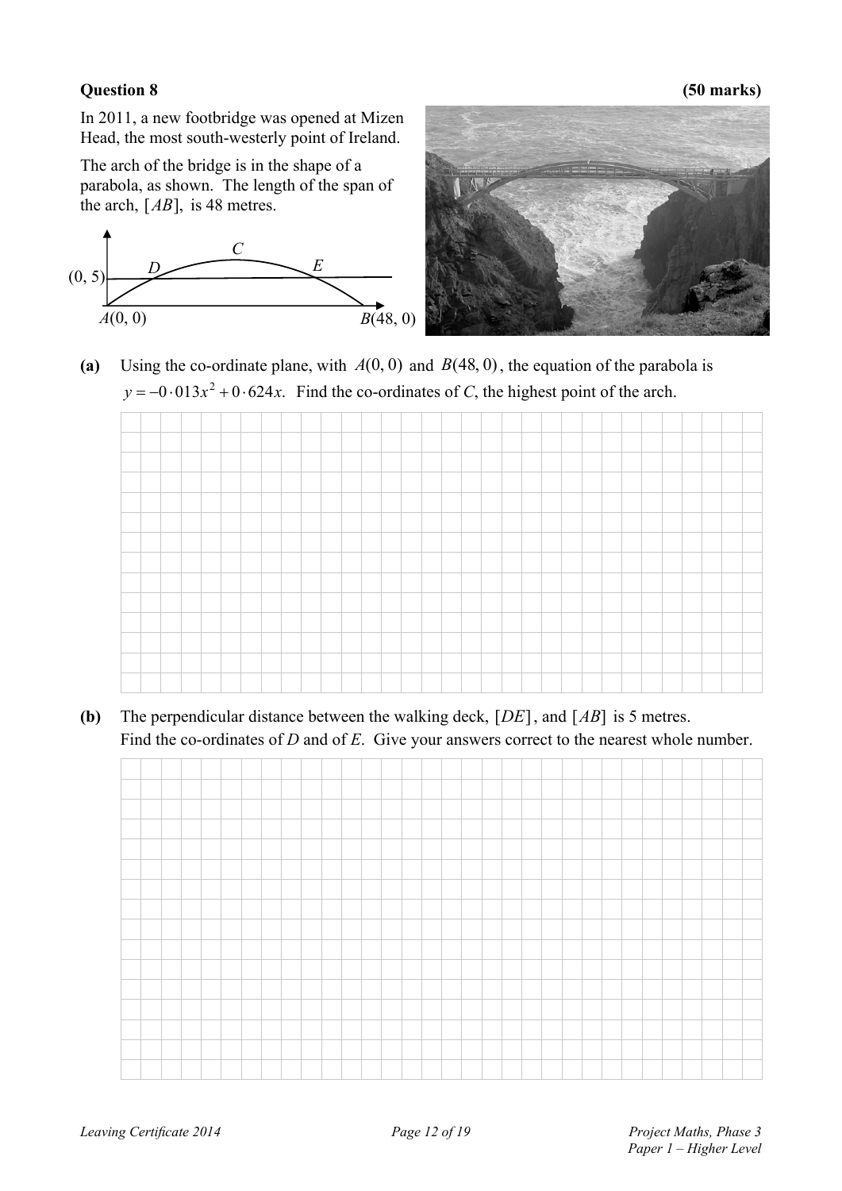**Question 8** **(50 marks)**

In 2011, a new footbridge was opened at Mizen Head, the most south-westerly point of Ireland.

The arch of the bridge is in the shape of a parabola, as shown. The length of the span of the arch, $[AB]$, is 48 metres.

**(a)** Using the co-ordinate plane, with $A(0, 0)$ and $B(48, 0)$, the equation of the parabola is $y = -0 \cdot 013x^2 + 0 \cdot 624x$. Find the co-ordinates of $C$, the highest point of the arch.

**(b)** The perpendicular distance between the walking deck, $[DE]$, and $[AB]$ is 5 metres. Find the co-ordinates of $D$ and of $E$. Give your answers correct to the nearest whole number.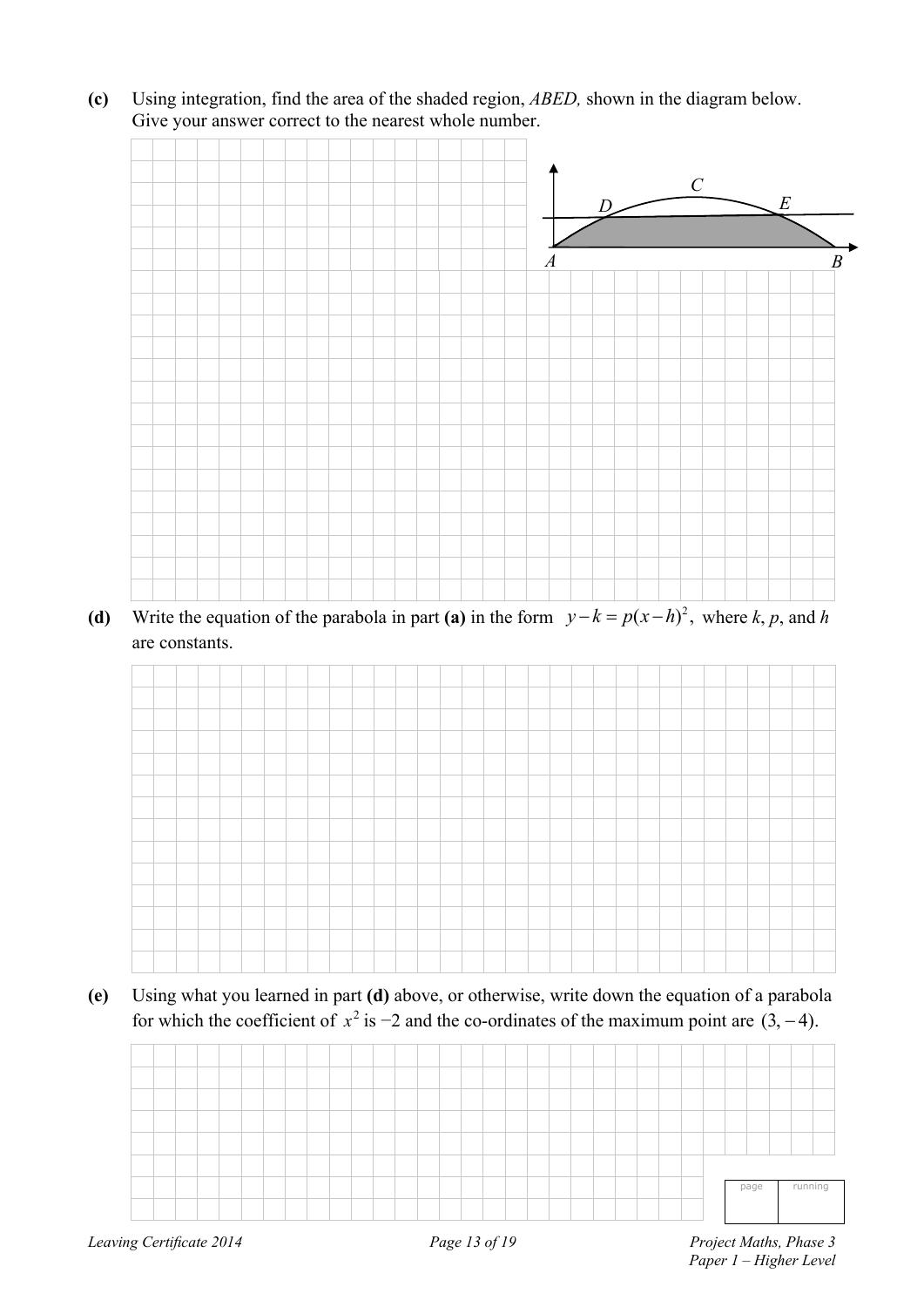**(c)** Using integration, find the area of the shaded region, *ABED,* shown in the diagram below. Give your answer correct to the nearest whole number.

**(d)** Write the equation of the parabola in part **(a)** in the form $y - k = p(x - h)^2$, where $k$, $p$, and $h$ are constants.

**(e)** Using what you learned in part **(d)** above, or otherwise, write down the equation of a parabola for which the coefficient of $x^2$ is $-2$ and the co-ordinates of the maximum point are $(3, -4)$.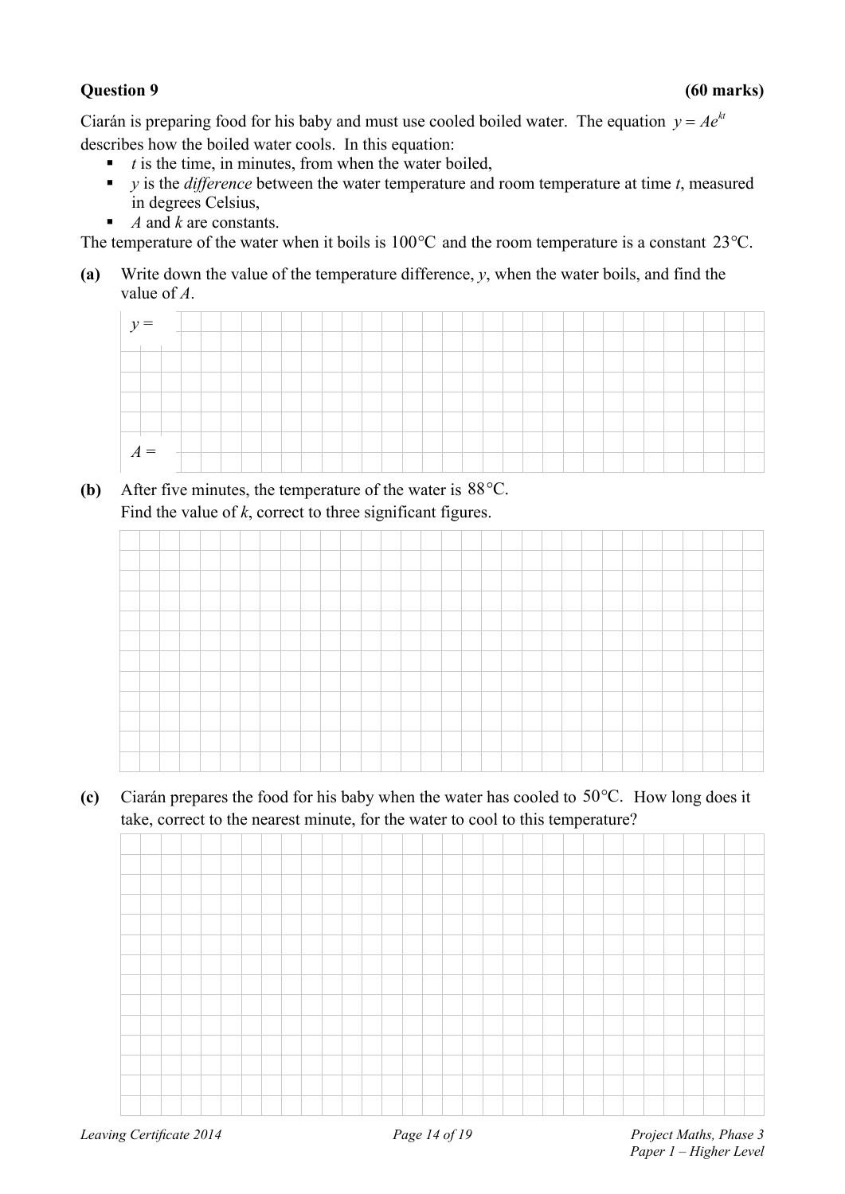**Question 9** **(60 marks)**

Ciarán is preparing food for his baby and must use cooled boiled water. The equation $y = Ae^{kt}$ describes how the boiled water cools. In this equation:

- $t$ is the time, in minutes, from when the water boiled,
- $y$ is the *difference* between the water temperature and room temperature at time $t$, measured in degrees Celsius,
- $A$ and $k$ are constants.

The temperature of the water when it boils is $100°\text{C}$ and the room temperature is a constant $23°\text{C}$.

**(a)** Write down the value of the temperature difference, $y$, when the water boils, and find the value of $A$.

$y =$

$A =$

**(b)** After five minutes, the temperature of the water is $88°\text{C}$.
Find the value of $k$, correct to three significant figures.

**(c)** Ciarán prepares the food for his baby when the water has cooled to $50°\text{C}$. How long does it take, correct to the nearest minute, for the water to cool to this temperature?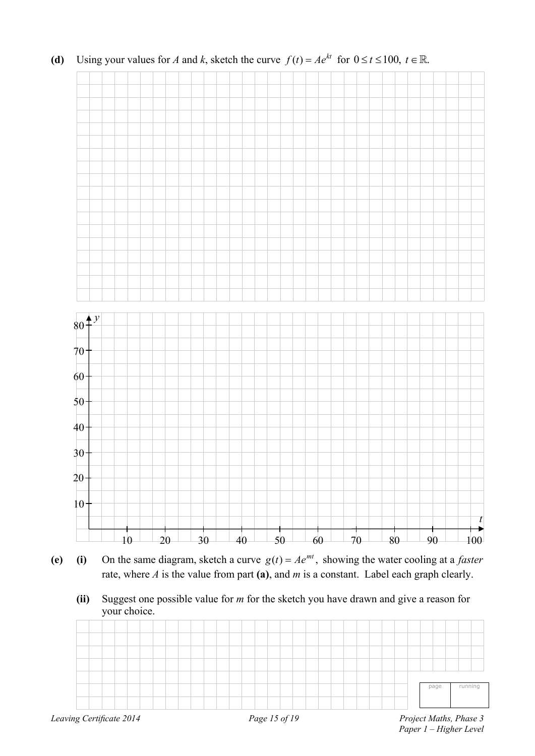**(d)** Using your values for *A* and *k*, sketch the curve $f(t) = Ae^{kt}$ for $0 \le t \le 100,\ t \in \mathbb{R}$.

**(e)** **(i)** On the same diagram, sketch a curve $g(t) = Ae^{mt}$, showing the water cooling at a *faster* rate, where *A* is the value from part **(a)**, and *m* is a constant. Label each graph clearly.

**(ii)** Suggest one possible value for *m* for the sketch you have drawn and give a reason for your choice.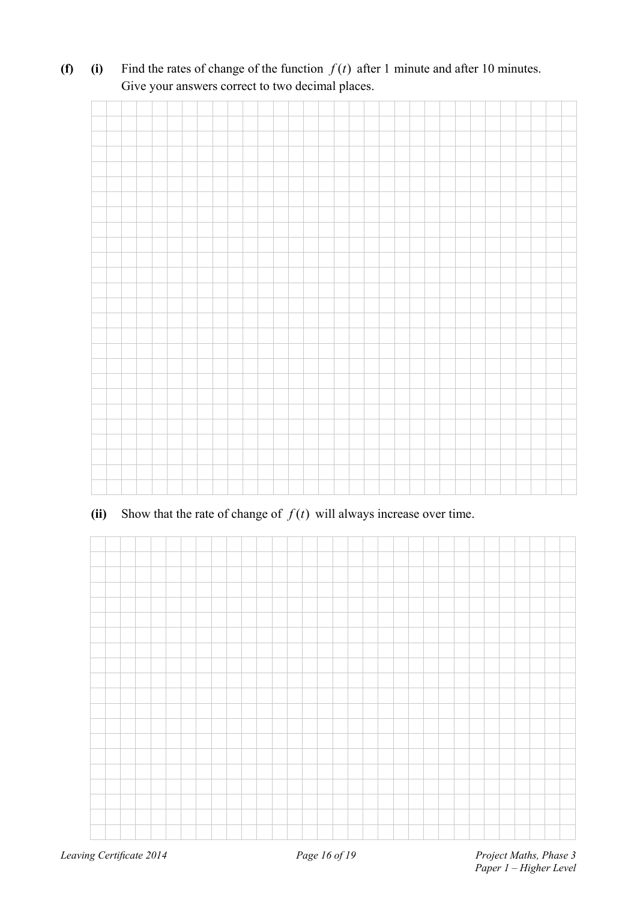**(f)** **(i)** Find the rates of change of the function $f(t)$ after 1 minute and after 10 minutes. Give your answers correct to two decimal places.

**(ii)** Show that the rate of change of $f(t)$ will always increase over time.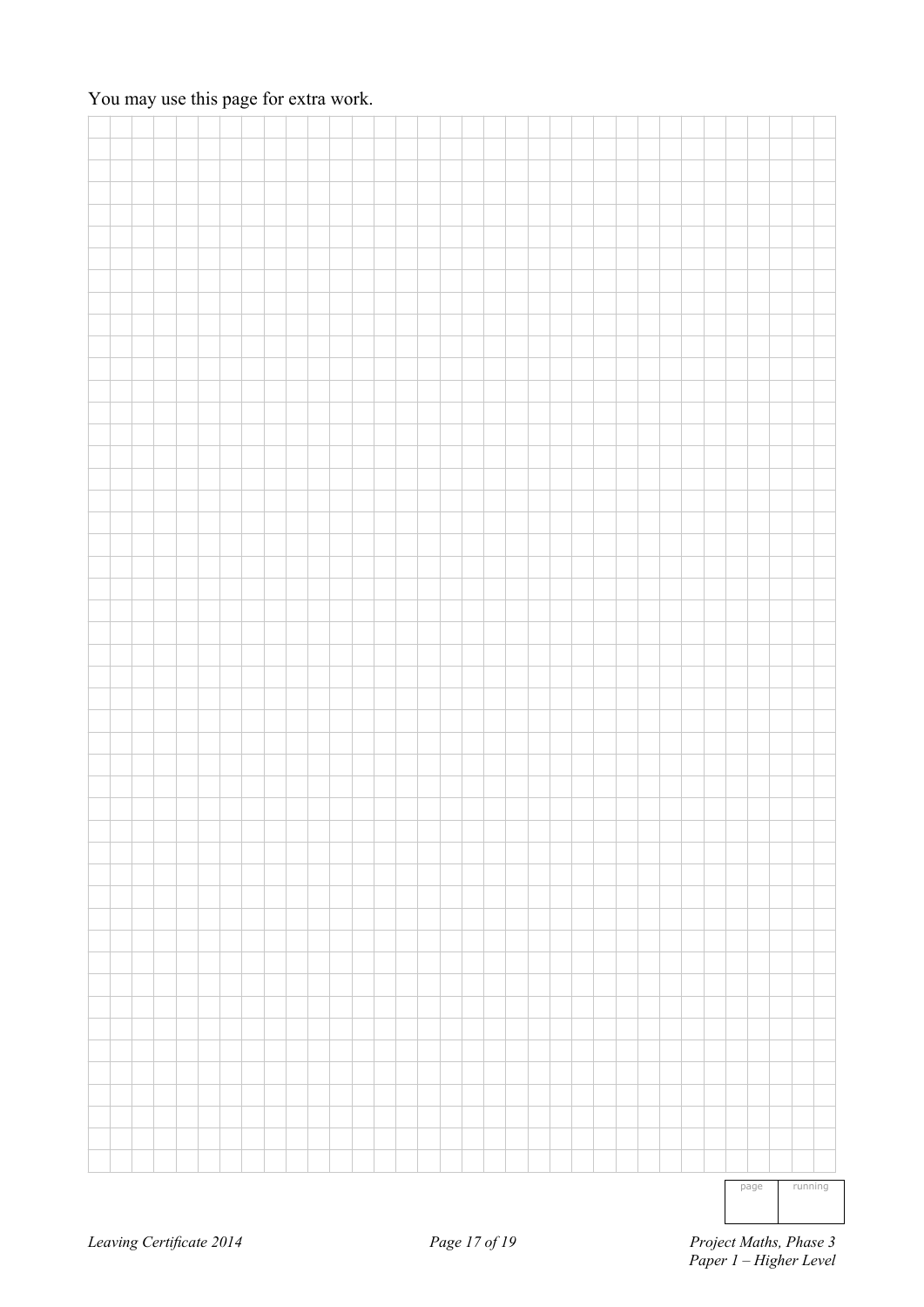You may use this page for extra work.

| page | running |
| --- | --- |
| | |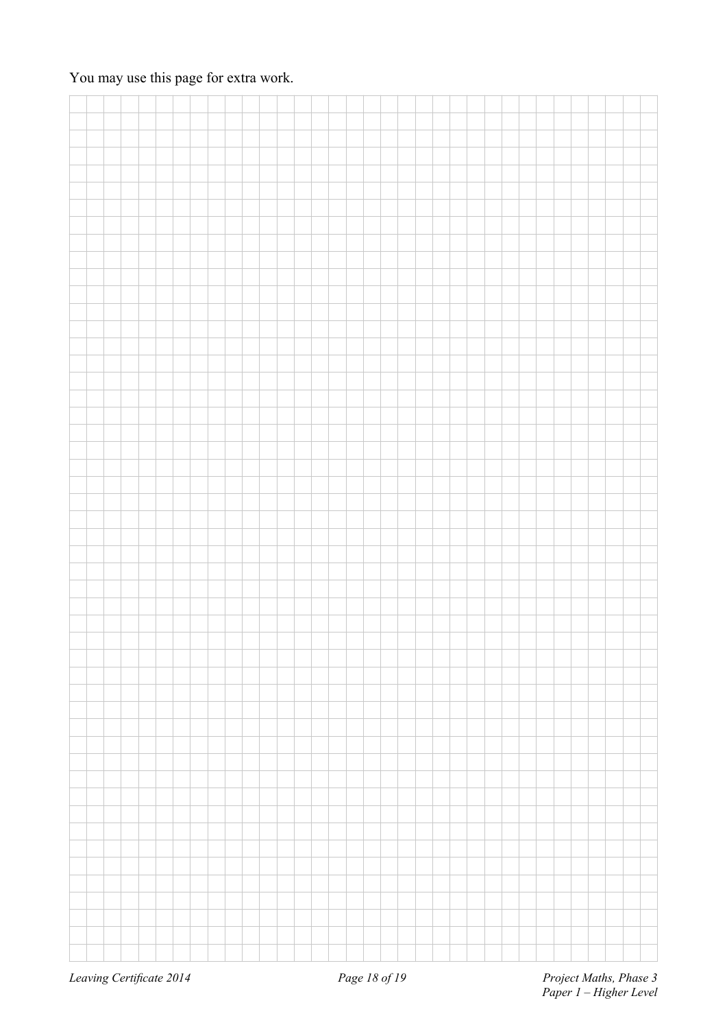You may use this page for extra work.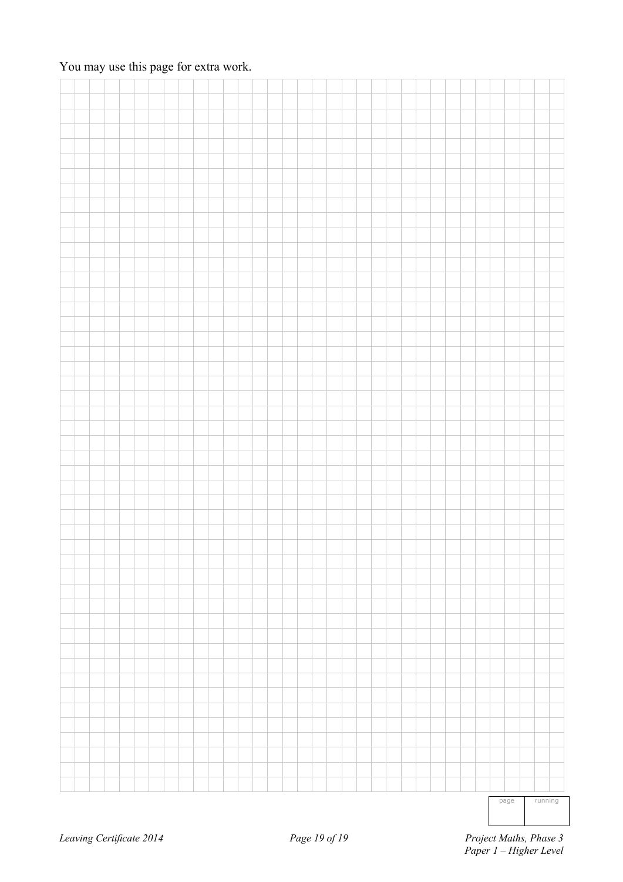You may use this page for extra work.

| page | running |
| --- | --- |
| | |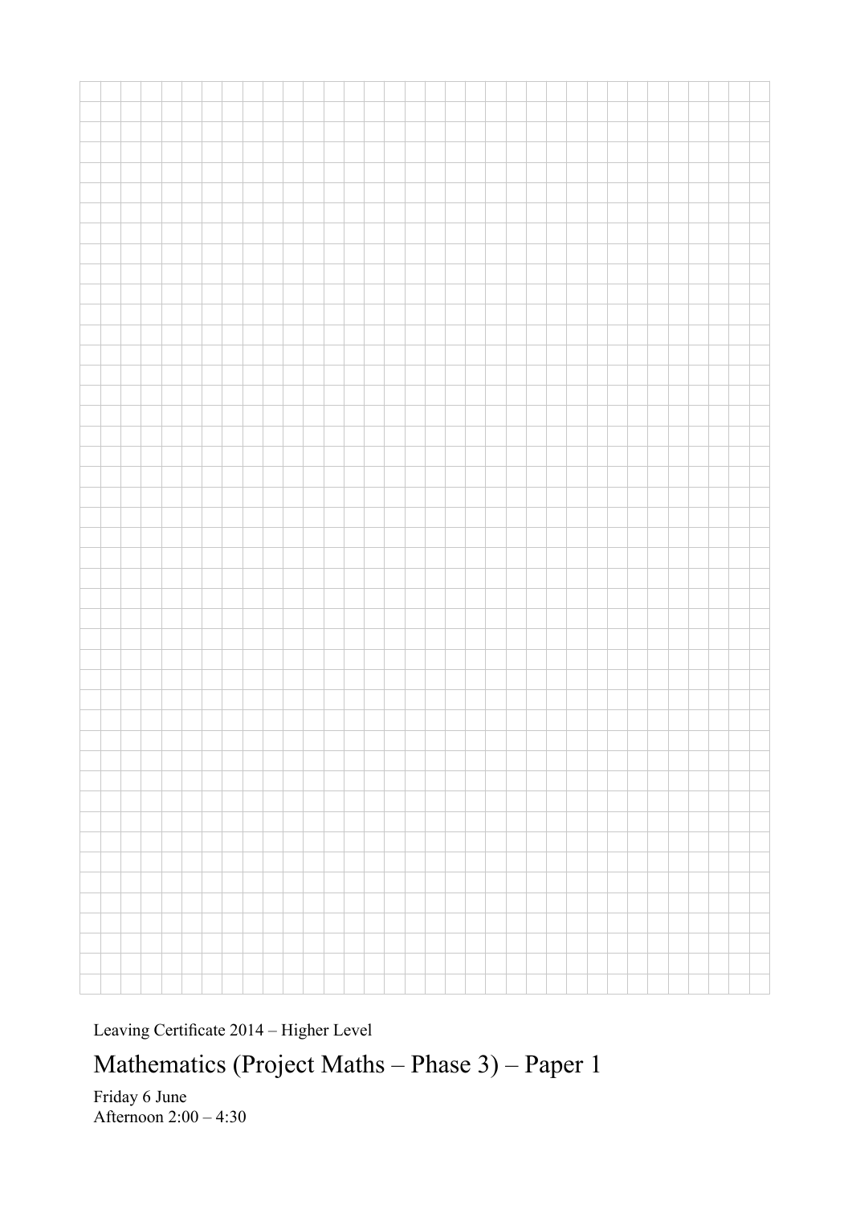Leaving Certificate 2014 – Higher Level

Mathematics (Project Maths – Phase 3) – Paper 1

Friday 6 June
Afternoon 2:00 – 4:30